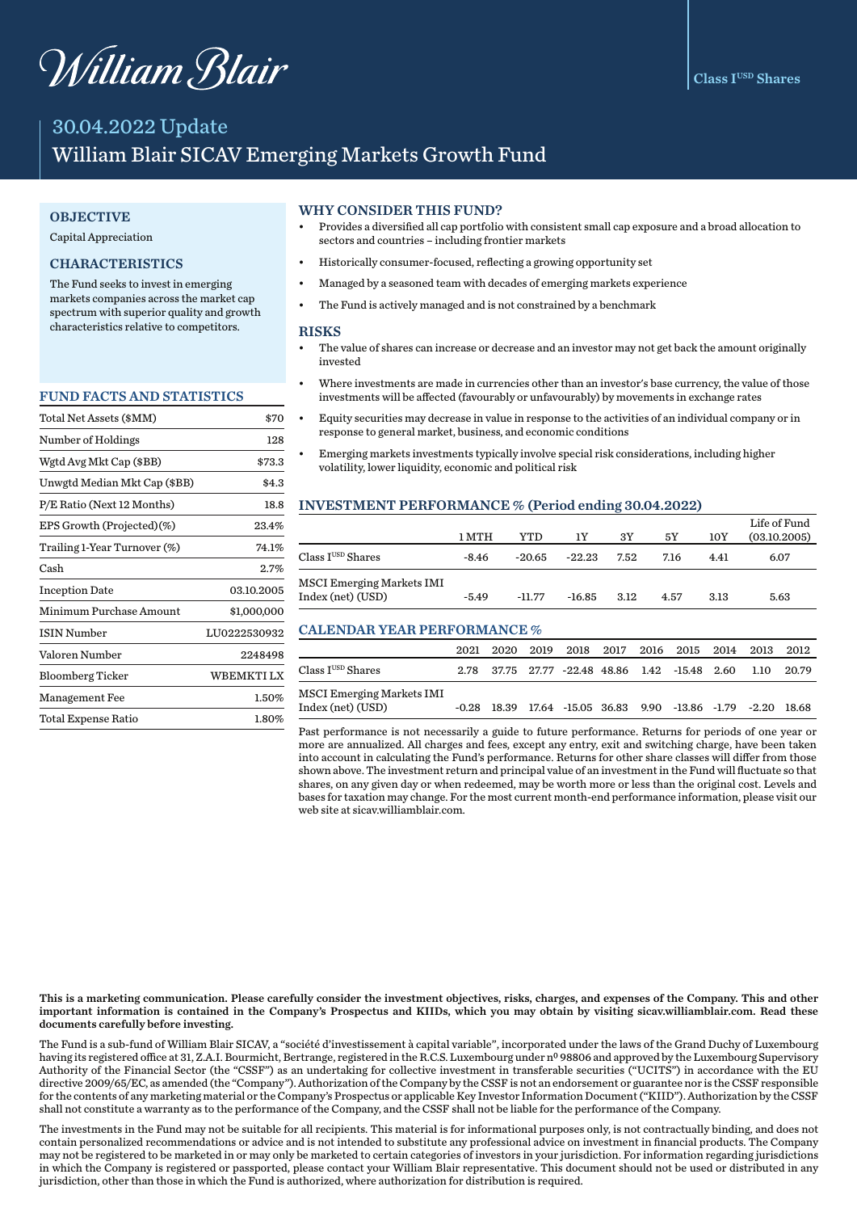William Blair

Class I^USD Shares

# 30.04.2022 Update

# William Blair SICAV Emerging Markets Growth Fund

## OBJECTIVE

Capital Appreciation

## CHARACTERISTICS

The Fund seeks to invest in emerging markets companies across the market cap spectrum with superior quality and growth characteristics relative to competitors.

## FUND FACTS AND STATISTICS

| | |
|---|---|
| Total Net Assets ($MM) | $70 |
| Number of Holdings | 128 |
| Wgtd Avg Mkt Cap ($BB) | $73.3 |
| Unwgtd Median Mkt Cap ($BB) | $4.3 |
| P/E Ratio (Next 12 Months) | 18.8 |
| EPS Growth (Projected)(%) | 23.4% |
| Trailing 1-Year Turnover (%) | 74.1% |
| Cash | 2.7% |
| Inception Date | 03.10.2005 |
| Minimum Purchase Amount | $1,000,000 |
| ISIN Number | LU0222530932 |
| Valoren Number | 2248498 |
| Bloomberg Ticker | WBEMKTI LX |
| Management Fee | 1.50% |
| Total Expense Ratio | 1.80% |

## WHY CONSIDER THIS FUND?

- Provides a diversified all cap portfolio with consistent small cap exposure and a broad allocation to sectors and countries – including frontier markets
- Historically consumer-focused, reflecting a growing opportunity set
- Managed by a seasoned team with decades of emerging markets experience
- The Fund is actively managed and is not constrained by a benchmark

## RISKS

- The value of shares can increase or decrease and an investor may not get back the amount originally invested
- Where investments are made in currencies other than an investor's base currency, the value of those investments will be affected (favourably or unfavourably) by movements in exchange rates
- Equity securities may decrease in value in response to the activities of an individual company or in response to general market, business, and economic conditions
- Emerging markets investments typically involve special risk considerations, including higher volatility, lower liquidity, economic and political risk

## INVESTMENT PERFORMANCE % (Period ending 30.04.2022)

| | 1 MTH | YTD | 1Y | 3Y | 5Y | 10Y | Life of Fund (03.10.2005) |
|---|---|---|---|---|---|---|---|
| Class I^USD Shares | -8.46 | -20.65 | -22.23 | 7.52 | 7.16 | 4.41 | 6.07 |
| MSCI Emerging Markets IMI Index (net) (USD) | -5.49 | -11.77 | -16.85 | 3.12 | 4.57 | 3.13 | 5.63 |

## CALENDAR YEAR PERFORMANCE %

| | 2021 | 2020 | 2019 | 2018 | 2017 | 2016 | 2015 | 2014 | 2013 | 2012 |
|---|---|---|---|---|---|---|---|---|---|---|
| Class I^USD Shares | 2.78 | 37.75 | 27.77 | -22.48 | 48.86 | 1.42 | -15.48 | 2.60 | 1.10 | 20.79 |
| MSCI Emerging Markets IMI Index (net) (USD) | -0.28 | 18.39 | 17.64 | -15.05 | 36.83 | 9.90 | -13.86 | -1.79 | -2.20 | 18.68 |

Past performance is not necessarily a guide to future performance. Returns for periods of one year or more are annualized. All charges and fees, except any entry, exit and switching charge, have been taken into account in calculating the Fund's performance. Returns for other share classes will differ from those shown above. The investment return and principal value of an investment in the Fund will fluctuate so that shares, on any given day or when redeemed, may be worth more or less than the original cost. Levels and bases for taxation may change. For the most current month-end performance information, please visit our web site at sicav.williamblair.com.

**This is a marketing communication. Please carefully consider the investment objectives, risks, charges, and expenses of the Company. This and other important information is contained in the Company's Prospectus and KIIDs, which you may obtain by visiting sicav.williamblair.com. Read these documents carefully before investing.**

The Fund is a sub-fund of William Blair SICAV, a "société d'investissement à capital variable", incorporated under the laws of the Grand Duchy of Luxembourg having its registered office at 31, Z.A.I. Bourmicht, Bertrange, registered in the R.C.S. Luxembourg under nº 98806 and approved by the Luxembourg Supervisory Authority of the Financial Sector (the "CSSF") as an undertaking for collective investment in transferable securities ("UCITS") in accordance with the EU directive 2009/65/EC, as amended (the "Company"). Authorization of the Company by the CSSF is not an endorsement or guarantee nor is the CSSF responsible for the contents of any marketing material or the Company's Prospectus or applicable Key Investor Information Document ("KIID"). Authorization by the CSSF shall not constitute a warranty as to the performance of the Company, and the CSSF shall not be liable for the performance of the Company.

The investments in the Fund may not be suitable for all recipients. This material is for informational purposes only, is not contractually binding, and does not contain personalized recommendations or advice and is not intended to substitute any professional advice on investment in financial products. The Company may not be registered to be marketed in or may only be marketed to certain categories of investors in your jurisdiction. For information regarding jurisdictions in which the Company is registered or passported, please contact your William Blair representative. This document should not be used or distributed in any jurisdiction, other than those in which the Fund is authorized, where authorization for distribution is required.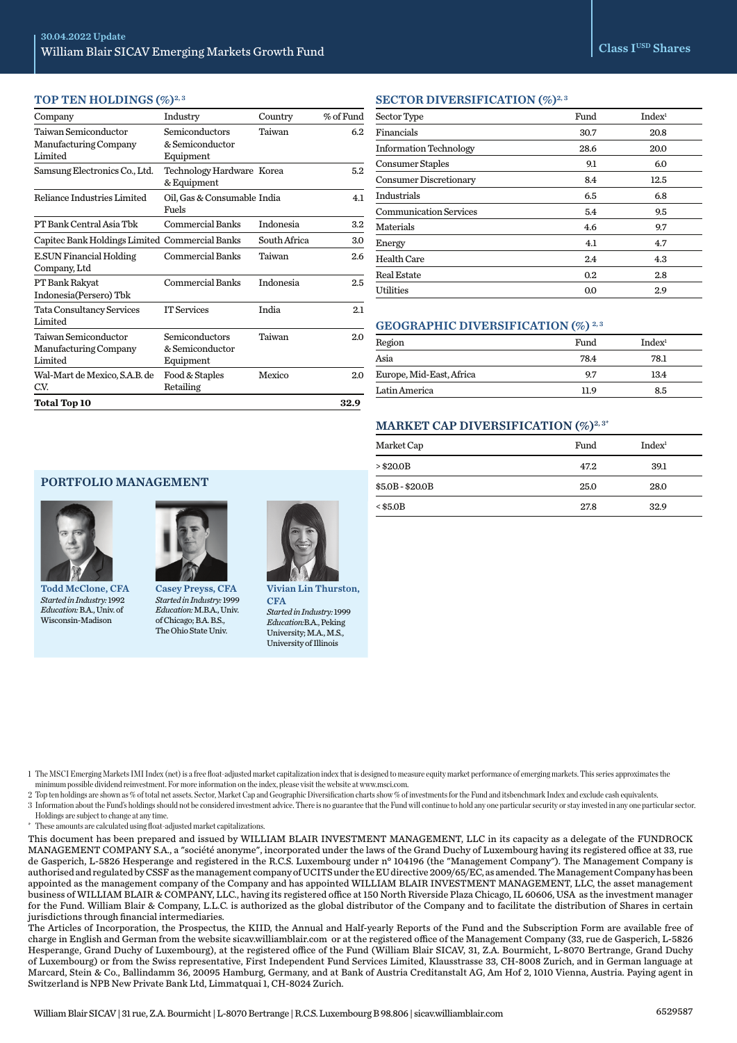30.04.2022 Update

William Blair SICAV Emerging Markets Growth Fund

Class I[USD] Shares

## TOP TEN HOLDINGS (%)[2, 3]

| Company | Industry | Country | % of Fund |
|---|---|---|---|
| Taiwan Semiconductor Manufacturing Company Limited | Semiconductors & Semiconductor Equipment | Taiwan | 6.2 |
| Samsung Electronics Co., Ltd. | Technology Hardware & Equipment | Korea | 5.2 |
| Reliance Industries Limited | Oil, Gas & Consumable Fuels | India | 4.1 |
| PT Bank Central Asia Tbk | Commercial Banks | Indonesia | 3.2 |
| Capitec Bank Holdings Limited | Commercial Banks | South Africa | 3.0 |
| E.SUN Financial Holding Company, Ltd | Commercial Banks | Taiwan | 2.6 |
| PT Bank Rakyat Indonesia(Persero) Tbk | Commercial Banks | Indonesia | 2.5 |
| Tata Consultancy Services Limited | IT Services | India | 2.1 |
| Taiwan Semiconductor Manufacturing Company Limited | Semiconductors & Semiconductor Equipment | Taiwan | 2.0 |
| Wal-Mart de Mexico, S.A.B. de C.V. | Food & Staples Retailing | Mexico | 2.0 |
| **Total Top 10** | | | **32.9** |

## SECTOR DIVERSIFICATION (%)[2, 3]

| Sector Type | Fund | Index[1] |
|---|---|---|
| Financials | 30.7 | 20.8 |
| Information Technology | 28.6 | 20.0 |
| Consumer Staples | 9.1 | 6.0 |
| Consumer Discretionary | 8.4 | 12.5 |
| Industrials | 6.5 | 6.8 |
| Communication Services | 5.4 | 9.5 |
| Materials | 4.6 | 9.7 |
| Energy | 4.1 | 4.7 |
| Health Care | 2.4 | 4.3 |
| Real Estate | 0.2 | 2.8 |
| Utilities | 0.0 | 2.9 |

## GEOGRAPHIC DIVERSIFICATION (%)[2, 3]

| Region | Fund | Index[1] |
|---|---|---|
| Asia | 78.4 | 78.1 |
| Europe, Mid-East, Africa | 9.7 | 13.4 |
| Latin America | 11.9 | 8.5 |

## MARKET CAP DIVERSIFICATION (%)[2, 3*]

| Market Cap | Fund | Index[1] |
|---|---|---|
| > $20.0B | 47.2 | 39.1 |
| $5.0B - $20.0B | 25.0 | 28.0 |
| < $5.0B | 27.8 | 32.9 |

## PORTFOLIO MANAGEMENT

**Todd McClone, CFA**
*Started in Industry:* 1992
*Education:* B.A., Univ. of Wisconsin-Madison

**Casey Preyss, CFA**
*Started in Industry:* 1999
*Education:* M.B.A., Univ. of Chicago; B.A. B.S., The Ohio State Univ.

**Vivian Lin Thurston, CFA**
*Started in Industry:* 1999
*Education:* B.A., Peking University; M.A., M.S., University of Illinois

1 The MSCI Emerging Markets IMI Index (net) is a free float-adjusted market capitalization index that is designed to measure equity market performance of emerging markets. This series approximates the minimum possible dividend reinvestment. For more information on the index, please visit the website at www.msci.com.
2 Top ten holdings are shown as % of total net assets. Sector, Market Cap and Geographic Diversification charts show % of investments for the Fund and itsbenchmark Index and exclude cash equivalents.
3 Information about the Fund's holdings should not be considered investment advice. There is no guarantee that the Fund will continue to hold any one particular security or stay invested in any one particular sector. Holdings are subject to change at any time.
\* These amounts are calculated using float-adjusted market capitalizations.

This document has been prepared and issued by WILLIAM BLAIR INVESTMENT MANAGEMENT, LLC in its capacity as a delegate of the FUNDROCK MANAGEMENT COMPANY S.A., a "société anonyme", incorporated under the laws of the Grand Duchy of Luxembourg having its registered office at 33, rue de Gasperich, L-5826 Hesperange and registered in the R.C.S. Luxembourg under n° 104196 (the "Management Company"). The Management Company is authorised and regulated by CSSF as the management company of UCITS under the EU directive 2009/65/EC, as amended. The Management Company has been appointed as the management company of the Company and has appointed WILLIAM BLAIR INVESTMENT MANAGEMENT, LLC, the asset management business of WILLIAM BLAIR & COMPANY, LLC., having its registered office at 150 North Riverside Plaza Chicago, IL 60606, USA as the investment manager for the Fund. William Blair & Company, L.L.C. is authorized as the global distributor of the Company and to facilitate the distribution of Shares in certain jurisdictions through financial intermediaries.
The Articles of Incorporation, the Prospectus, the KIID, the Annual and Half-yearly Reports of the Fund and the Subscription Form are available free of charge in English and German from the website sicav.williamblair.com or at the registered office of the Management Company (33, rue de Gasperich, L-5826 Hesperange, Grand Duchy of Luxembourg), at the registered office of the Fund (William Blair SICAV, 31, Z.A. Bourmicht, L-8070 Bertrange, Grand Duchy of Luxembourg) or from the Swiss representative, First Independent Fund Services Limited, Klausstrasse 33, CH-8008 Zurich, and in German language at Marcard, Stein & Co., Ballindamm 36, 20095 Hamburg, Germany, and at Bank of Austria Creditanstalt AG, Am Hof 2, 1010 Vienna, Austria. Paying agent in Switzerland is NPB New Private Bank Ltd, Limmatquai 1, CH-8024 Zurich.

William Blair SICAV | 31 rue, Z.A. Bourmicht | L-8070 Bertrange | R.C.S. Luxembourg B 98.806 | sicav.williamblair.com

6529587